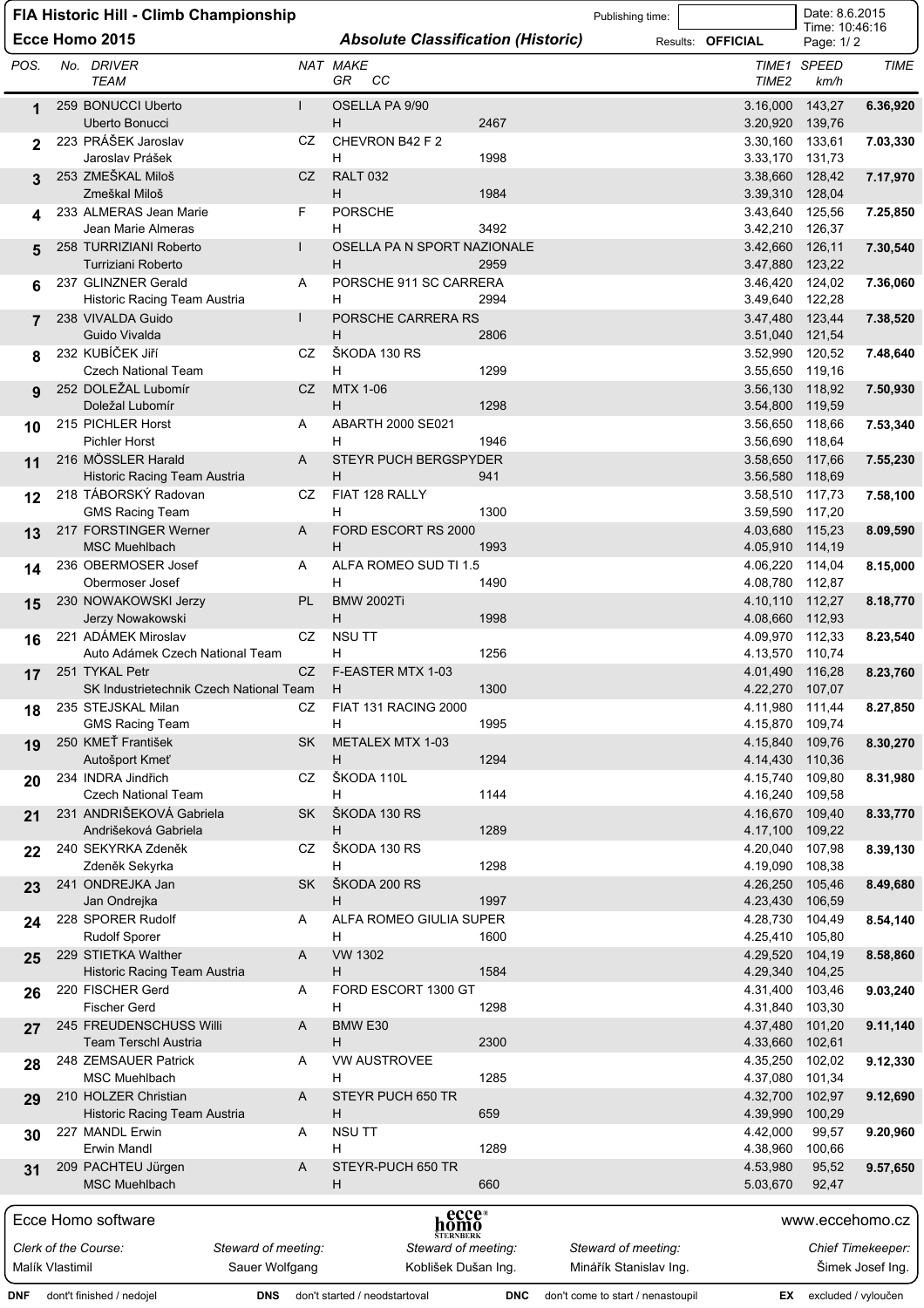# FIA Historic Hill - Climb Championship

## Ecce Homo 2015

### *Absolute Classification (Historic)*

Publishing time: | Results: **OFFICIAL** | Date: 8.6.2015 Time: 10:46:16

| POS. | No. | DRIVER / TEAM | NAT | MAKE / GR CC | TIME1 / TIME2 | SPEED km/h | TIME |
|---|---|---|---|---|---|---|---|
| **1** | 259 | BONUCCI Uberto / Uberto Bonucci | I | OSELLA PA 9/90 / H 2467 | 3.16,000 / 3.20,920 | 143,27 / 139,76 | **6.36,920** |
| **2** | 223 | PRÁŠEK Jaroslav / Jaroslav Prášek | CZ | CHEVRON B42 F 2 / H 1998 | 3.30,160 / 3.33,170 | 133,61 / 131,73 | **7.03,330** |
| **3** | 253 | ZMEŠKAL Miloš / Zmeškal Miloš | CZ | RALT 032 / H 1984 | 3.38,660 / 3.39,310 | 128,42 / 128,04 | **7.17,970** |
| **4** | 233 | ALMERAS Jean Marie / Jean Marie Almeras | F | PORSCHE / H 3492 | 3.43,640 / 3.42,210 | 125,56 / 126,37 | **7.25,850** |
| **5** | 258 | TURRIZIANI Roberto / Turriziani Roberto | I | OSELLA PA N SPORT NAZIONALE / H 2959 | 3.42,660 / 3.47,880 | 126,11 / 123,22 | **7.30,540** |
| **6** | 237 | GLINZNER Gerald / Historic Racing Team Austria | A | PORSCHE 911 SC CARRERA / H 2994 | 3.46,420 / 3.49,640 | 124,02 / 122,28 | **7.36,060** |
| **7** | 238 | VIVALDA Guido / Guido Vivalda | I | PORSCHE CARRERA RS / H 2806 | 3.47,480 / 3.51,040 | 123,44 / 121,54 | **7.38,520** |
| **8** | 232 | KUBÍČEK Jiří / Czech National Team | CZ | ŠKODA 130 RS / H 1299 | 3.52,990 / 3.55,650 | 120,52 / 119,16 | **7.48,640** |
| **9** | 252 | DOLEŽAL Lubomír / Doležal Lubomír | CZ | MTX 1-06 / H 1298 | 3.56,130 / 3.54,800 | 118,92 / 119,59 | **7.50,930** |
| **10** | 215 | PICHLER Horst / Pichler Horst | A | ABARTH 2000 SE021 / H 1946 | 3.56,650 / 3.56,690 | 118,66 / 118,64 | **7.53,340** |
| **11** | 216 | MÖSSLER Harald / Historic Racing Team Austria | A | STEYR PUCH BERGSPYDER / H 941 | 3.58,650 / 3.56,580 | 117,66 / 118,69 | **7.55,230** |
| **12** | 218 | TÁBORSKÝ Radovan / GMS Racing Team | CZ | FIAT 128 RALLY / H 1300 | 3.58,510 / 3.59,590 | 117,73 / 117,20 | **7.58,100** |
| **13** | 217 | FORSTINGER Werner / MSC Muehlbach | A | FORD ESCORT RS 2000 / H 1993 | 4.03,680 / 4.05,910 | 115,23 / 114,19 | **8.09,590** |
| **14** | 236 | OBERMOSER Josef / Obermoser Josef | A | ALFA ROMEO SUD TI 1.5 / H 1490 | 4.06,220 / 4.08,780 | 114,04 / 112,87 | **8.15,000** |
| **15** | 230 | NOWAKOWSKI Jerzy / Jerzy Nowakowski | PL | BMW 2002Ti / H 1998 | 4.10,110 / 4.08,660 | 112,27 / 112,93 | **8.18,770** |
| **16** | 221 | ADÁMEK Miroslav / Auto Adámek Czech National Team | CZ | NSU TT / H 1256 | 4.09,970 / 4.13,570 | 112,33 / 110,74 | **8.23,540** |
| **17** | 251 | TYKAL Petr / SK Industrietechnik Czech National Team | CZ | F-EASTER MTX 1-03 / H 1300 | 4.01,490 / 4.22,270 | 116,28 / 107,07 | **8.23,760** |
| **18** | 235 | STEJSKAL Milan / GMS Racing Team | CZ | FIAT 131 RACING 2000 / H 1995 | 4.11,980 / 4.15,870 | 111,44 / 109,74 | **8.27,850** |
| **19** | 250 | KMEŤ František / Autošport Kmeť | SK | METALEX MTX 1-03 / H 1294 | 4.15,840 / 4.14,430 | 109,76 / 110,36 | **8.30,270** |
| **20** | 234 | INDRA Jindřich / Czech National Team | CZ | ŠKODA 110L / H 1144 | 4.15,740 / 4.16,240 | 109,80 / 109,58 | **8.31,980** |
| **21** | 231 | ANDRIŠEKOVÁ Gabriela / Andrišeková Gabriela | SK | ŠKODA 130 RS / H 1289 | 4.16,670 / 4.17,100 | 109,40 / 109,22 | **8.33,770** |
| **22** | 240 | SEKYRKA Zdeněk / Zdeněk Sekyrka | CZ | ŠKODA 130 RS / H 1298 | 4.20,040 / 4.19,090 | 107,98 / 108,38 | **8.39,130** |
| **23** | 241 | ONDREJKA Jan / Jan Ondrejka | SK | ŠKODA 200 RS / H 1997 | 4.26,250 / 4.23,430 | 105,46 / 106,59 | **8.49,680** |
| **24** | 228 | SPORER Rudolf / Rudolf Sporer | A | ALFA ROMEO GIULIA SUPER / H 1600 | 4.28,730 / 4.25,410 | 104,49 / 105,80 | **8.54,140** |
| **25** | 229 | STIETKA Walther / Historic Racing Team Austria | A | VW 1302 / H 1584 | 4.29,520 / 4.29,340 | 104,19 / 104,25 | **8.58,860** |
| **26** | 220 | FISCHER Gerd / Fischer Gerd | A | FORD ESCORT 1300 GT / H 1298 | 4.31,400 / 4.31,840 | 103,46 / 103,30 | **9.03,240** |
| **27** | 245 | FREUDENSCHUSS Willi / Team Terschl Austria | A | BMW E30 / H 2300 | 4.37,480 / 4.33,660 | 101,20 / 102,61 | **9.11,140** |
| **28** | 248 | ZEMSAUER Patrick / MSC Muehlbach | A | VW AUSTROVEE / H 1285 | 4.35,250 / 4.37,080 | 102,02 / 101,34 | **9.12,330** |
| **29** | 210 | HOLZER Christian / Historic Racing Team Austria | A | STEYR PUCH 650 TR / H 659 | 4.32,700 / 4.39,990 | 102,97 / 100,29 | **9.12,690** |
| **30** | 227 | MANDL Erwin / Erwin Mandl | A | NSU TT / H 1289 | 4.42,000 / 4.38,960 | 99,57 / 100,66 | **9.20,960** |
| **31** | 209 | PACHTEU Jürgen / MSC Muehlbach | A | STEYR-PUCH 650 TR / H 660 | 4.53,980 / 5.03,670 | 95,52 / 92,47 | **9.57,650** |

Ecce Homo software — www.eccehomo.cz

| *Clerk of the Course:* | *Steward of meeting:* | *Steward of meeting:* | *Steward of meeting:* | *Chief Timekeeper:* |
|---|---|---|---|---|
| Malík Vlastimil | Sauer Wolfgang | Koblišek Dušan Ing. | Minářík Stanislav Ing. | Šimek Josef Ing. |

**DNF** dont't finished / nedojel **DNS** don't started / neodstartoval **DNC** don't come to start / nenastoupil **EX** excluded / vyloučen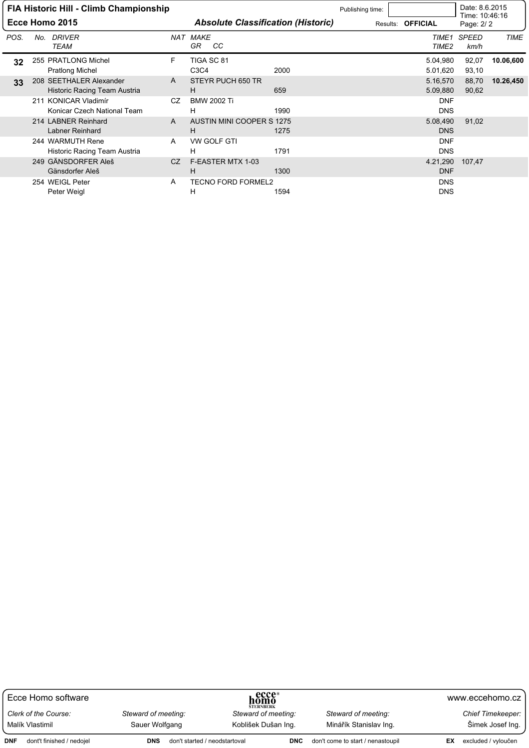# FIA Historic Hill - Climb Championship

## Ecce Homo 2015

### Absolute Classification (Historic)

Publishing time:

Results: **OFFICIAL**

Date: 8.6.2015
Time: 10:46:16

| POS. | No. | DRIVER / TEAM | NAT | MAKE / GR | CC | TIME1 / TIME2 | SPEED km/h | TIME |
|---|---|---|---|---|---|---|---|---|
| **32** | 255 | PRATLONG Michel / Pratlong Michel | F | TIGA SC 81 / C3C4 | 2000 | 5.04,980 / 5.01,620 | 92,07 / 93,10 | **10.06,600** |
| **33** | 208 | SEETHALER Alexander / Historic Racing Team Austria | A | STEYR PUCH 650 TR / H | 659 | 5.16,570 / 5.09,880 | 88,70 / 90,62 | **10.26,450** |
| | 211 | KONICAR Vladimír / Konicar Czech National Team | CZ | BMW 2002 Ti / H | 1990 | DNF / DNS | | |
| | 214 | LABNER Reinhard / Labner Reinhard | A | AUSTIN MINI COOPER S / H | 1275 | 5.08,490 / DNS | 91,02 | |
| | 244 | WARMUTH Rene / Historic Racing Team Austria | A | VW GOLF GTI / H | 1791 | DNF / DNS | | |
| | 249 | GÄNSDORFER Aleš / Gänsdorfer Aleš | CZ | F-EASTER MTX 1-03 / H | 1300 | 4.21,290 / DNF | 107,47 | |
| | 254 | WEIGL Peter / Peter Weigl | A | TECNO FORD FORMEL2 / H | 1594 | DNS / DNS | | |

Ecce Homo software — www.eccehomo.cz

| Clerk of the Course: | Steward of meeting: | Steward of meeting: | Steward of meeting: | Chief Timekeeper: |
|---|---|---|---|---|
| Malík Vlastimil | Sauer Wolfgang | Koblišek Dušan Ing. | Minářík Stanislav Ing. | Šimek Josef Ing. |

**DNF** dont't finished / nedojel **DNS** don't started / neodstartoval **DNC** don't come to start / nenastoupil **EX** excluded / vyloučen